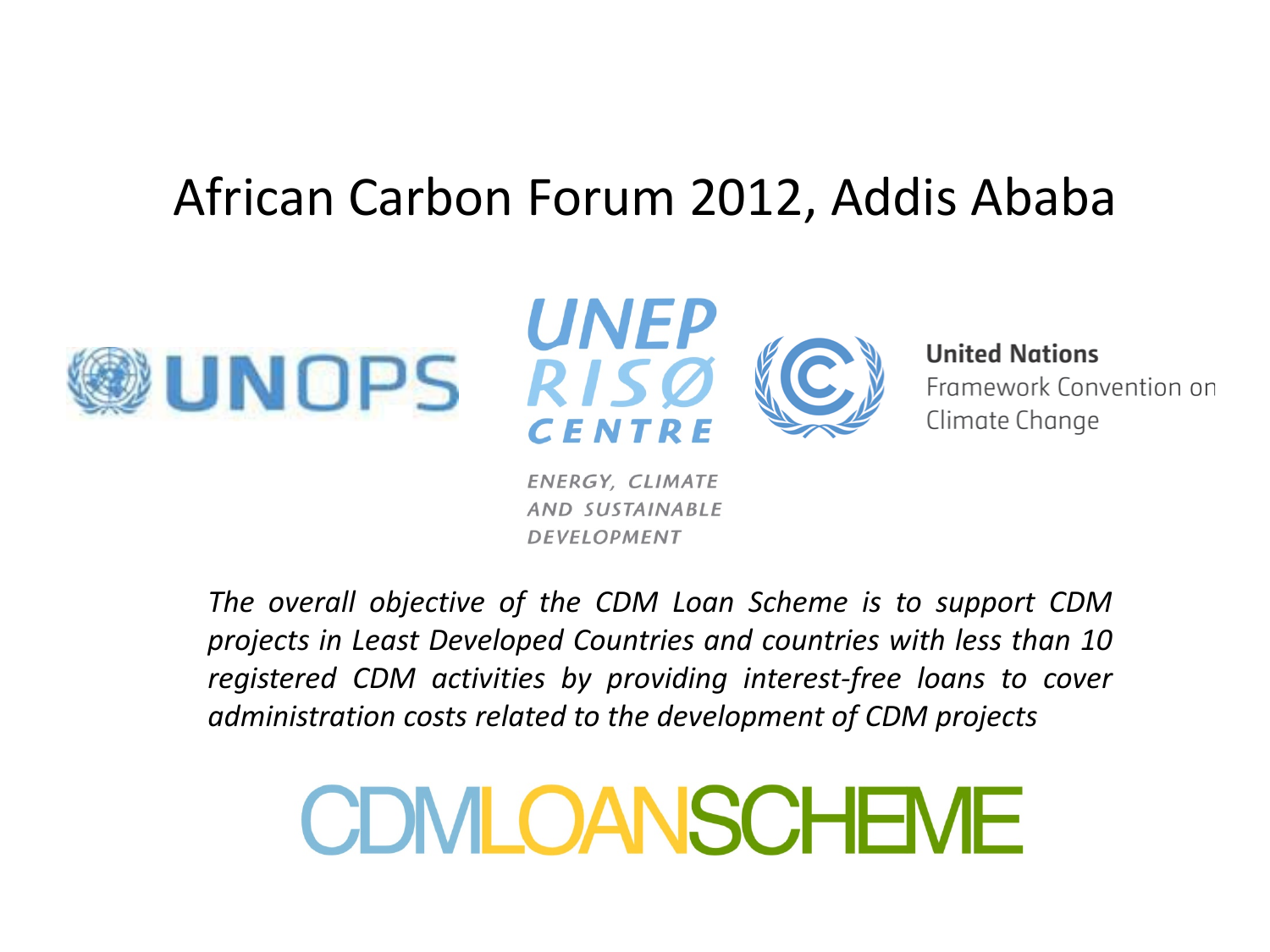# African Carbon Forum 2012, Addis Ababa

UNOPS

UNEP RISØ CENTRE

ENERGY, CLIMATE AND SUSTAINABLE DEVELOPMENT

**United Nations**
Framework Convention on Climate Change

*The overall objective of the CDM Loan Scheme is to support CDM projects in Least Developed Countries and countries with less than 10 registered CDM activities by providing interest-free loans to cover administration costs related to the development of CDM projects*

CDMLOANSCHEME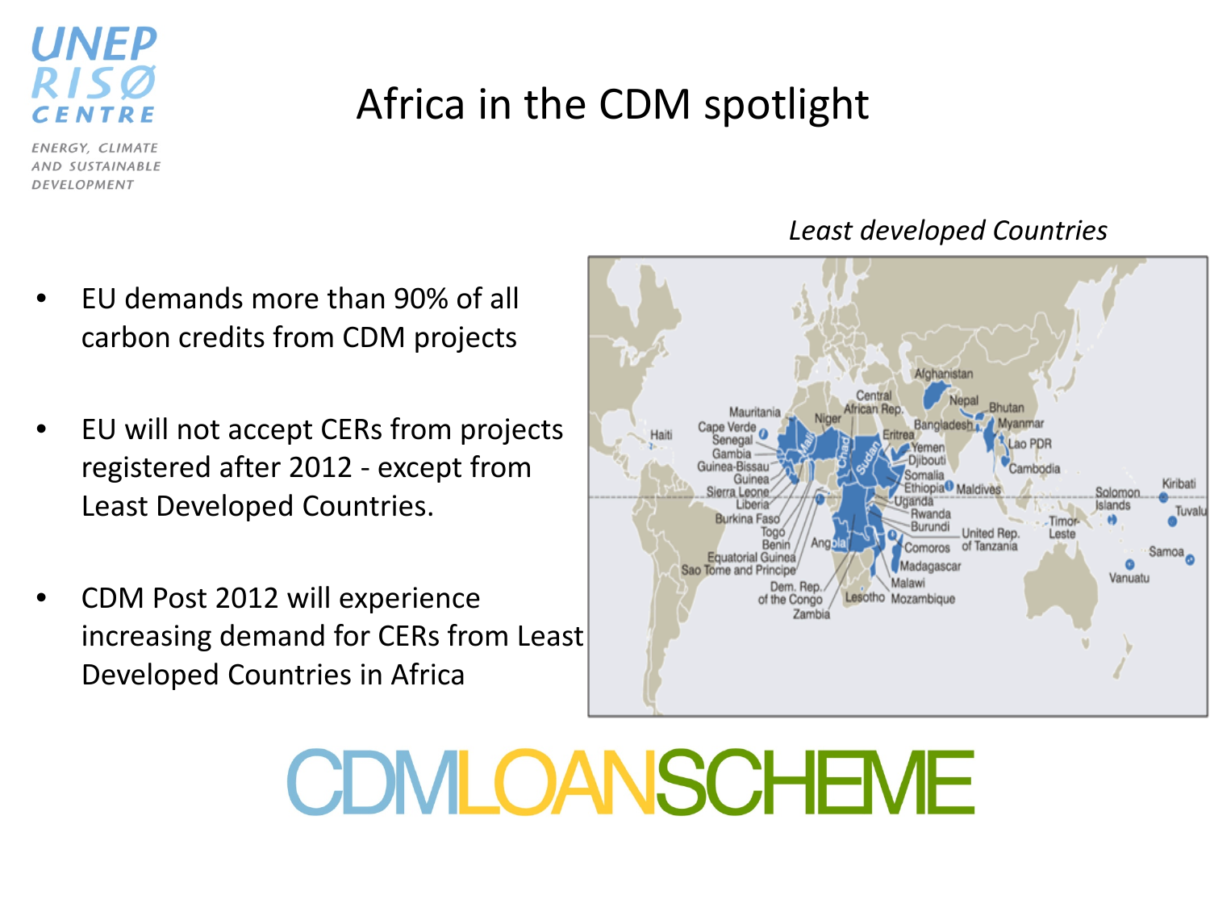# Africa in the CDM spotlight

- EU demands more than 90% of all carbon credits from CDM projects
- EU will not accept CERs from projects registered after 2012 - except from Least Developed Countries.
- CDM Post 2012 will experience increasing demand for CERs from Least Developed Countries in Africa

*Least developed Countries*

CDMLOANSCHEME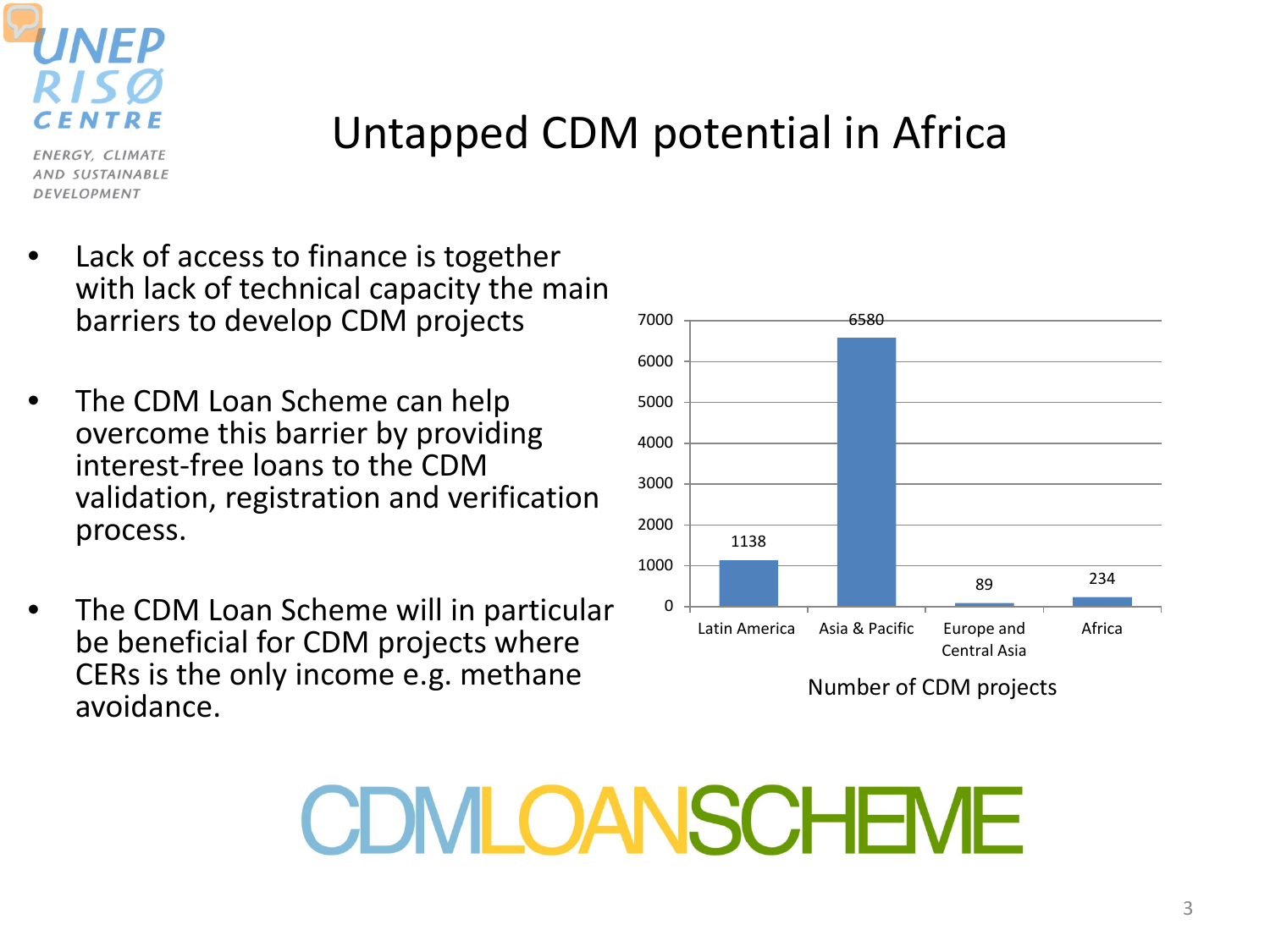UNEP RISØ CENTRE

ENERGY, CLIMATE AND SUSTAINABLE DEVELOPMENT

# Untapped CDM potential in Africa

- Lack of access to finance is together with lack of technical capacity the main barriers to develop CDM projects
- The CDM Loan Scheme can help overcome this barrier by providing interest-free loans to the CDM validation, registration and verification process.
- The CDM Loan Scheme will in particular be beneficial for CDM projects where CERs is the only income e.g. methane avoidance.

| Region | Number of CDM projects |
| --- | --- |
| Latin America | 1138 |
| Asia & Pacific | 6580 |
| Europe and Central Asia | 89 |
| Africa | 234 |

Number of CDM projects

CDMLOANSCHEME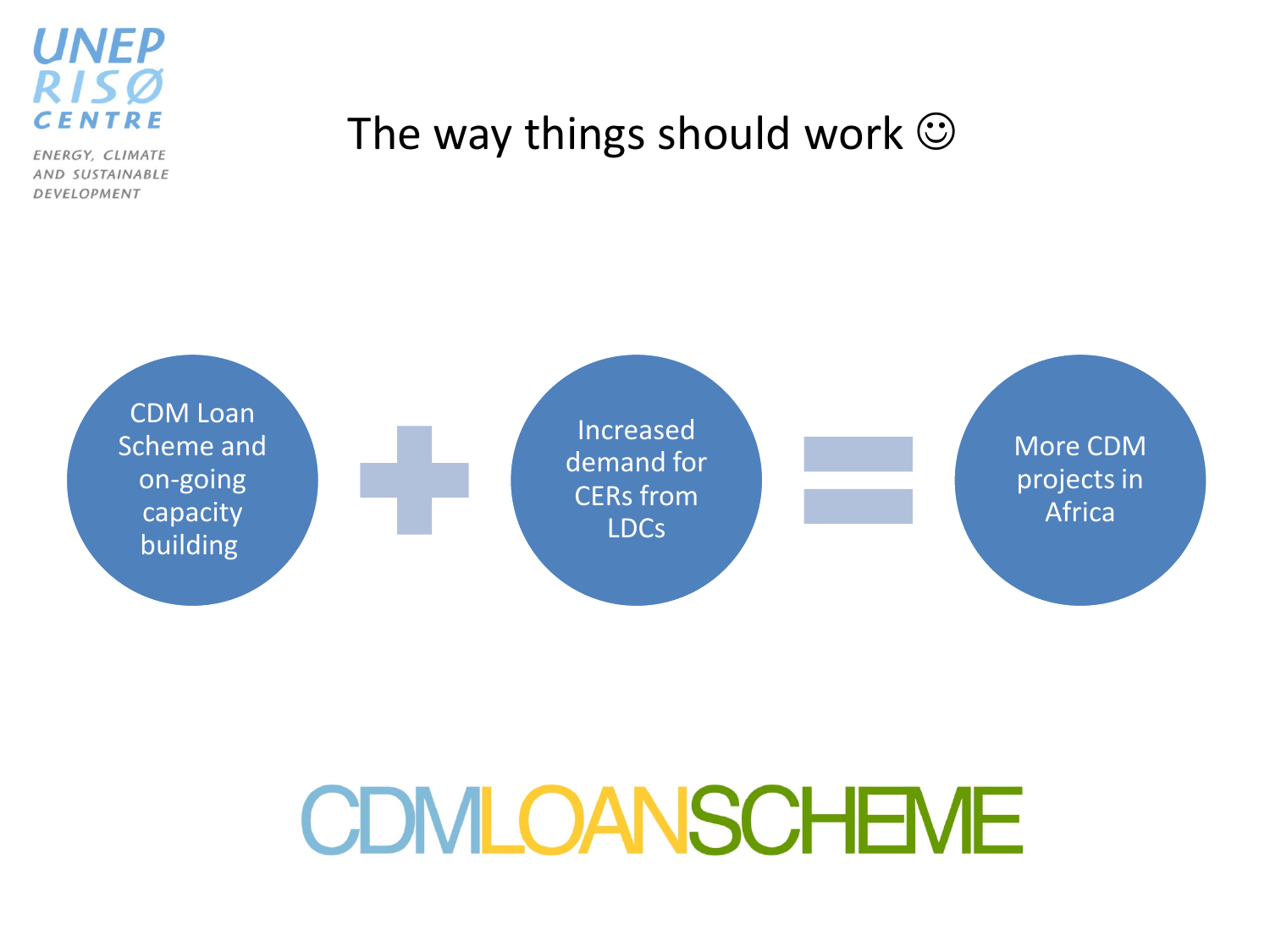# The way things should work ☺

CDM Loan Scheme and on-going capacity building + Increased demand for CERs from LDCs = More CDM projects in Africa

CDMLOANSCHEME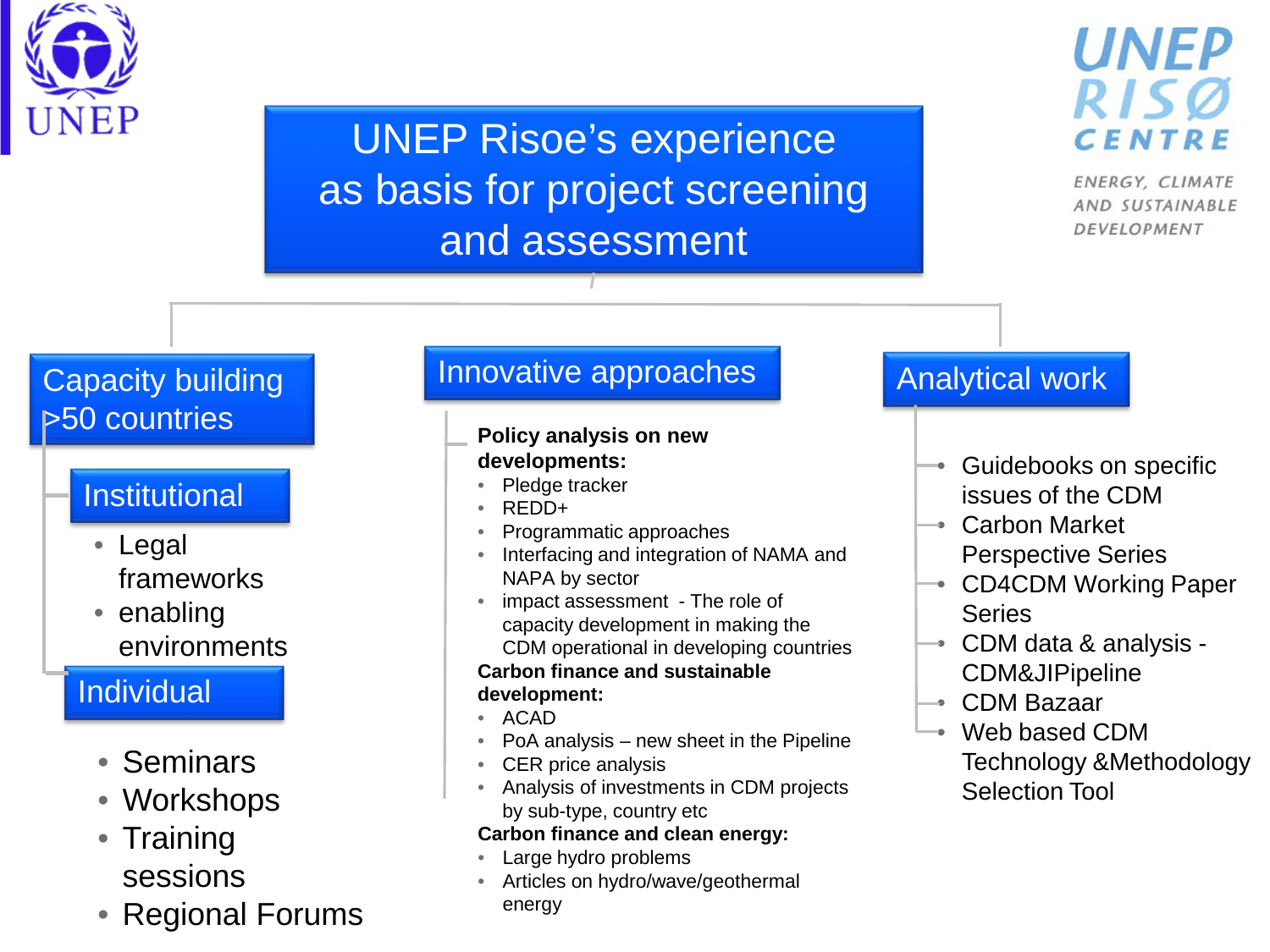# UNEP Risoe's experience as basis for project screening and assessment

UNEP

UNEP RISØ CENTRE

ENERGY, CLIMATE AND SUSTAINABLE DEVELOPMENT

## Capacity building >50 countries

### Institutional

- Legal frameworks
- enabling environments

### Individual

- Seminars
- Workshops
- Training sessions
- Regional Forums

## Innovative approaches

**Policy analysis on new developments:**

- Pledge tracker
- REDD+
- Programmatic approaches
- Interfacing and integration of NAMA and NAPA by sector
- impact assessment - The role of capacity development in making the CDM operational in developing countries

**Carbon finance and sustainable development:**

- ACAD
- PoA analysis – new sheet in the Pipeline
- CER price analysis
- Analysis of investments in CDM projects by sub-type, country etc

**Carbon finance and clean energy:**

- Large hydro problems
- Articles on hydro/wave/geothermal energy

## Analytical work

- Guidebooks on specific issues of the CDM
- Carbon Market Perspective Series
- CD4CDM Working Paper Series
- CDM data & analysis - CDM&JIPipeline
- CDM Bazaar
- Web based CDM Technology &Methodology Selection Tool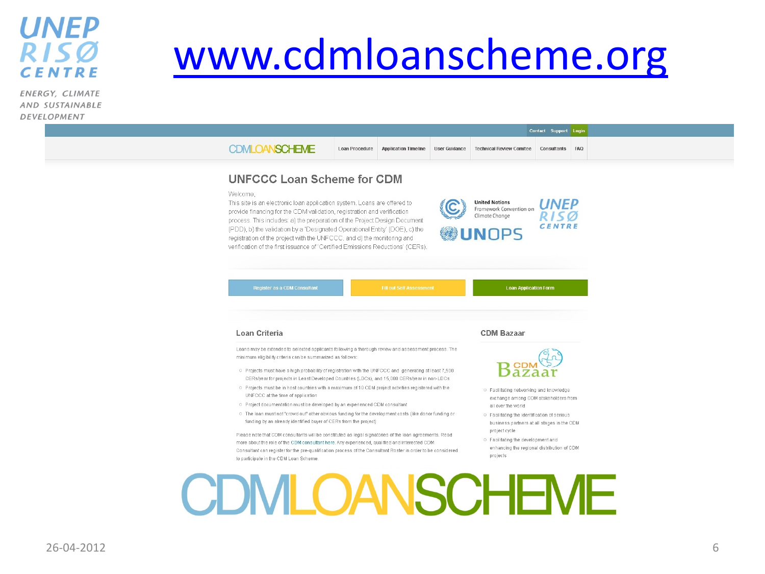# www.cdmloanscheme.org

UNEP RISØ CENTRE

ENERGY, CLIMATE AND SUSTAINABLE DEVELOPMENT

Contact Support Login

CDMLOANSCHEME | Loan Procedure | Application Timeline | User Guidance | Technical Review Comitee | Consultants | FAQ

## UNFCCC Loan Scheme for CDM

Welcome,

This site is an electronic loan application system. Loans are offered to provide financing for the CDM validation, registration and verification process. This includes: a) the preparation of the Project Design Document (PDD), b) the validation by a 'Designated Operational Entity' (DOE), c) the registration of the project with the UNFCCC, and d) the monitoring and verification of the first issuance of 'Certified Emissions Reductions' (CERs).

United Nations Framework Convention on Climate Change

UNOPS

UNEP RISØ CENTRE

Register as a CDM Consultant | Fill out Self Assessment | Loan Application Form

### Loan Criteria

Loans may be extended to selected applicants following a thorough review and assessment process. The minimum eligibility criteria can be summarized as follows:

- Projects must have a high probability of registration with the UNFCCC and generating at least 7,500 CERs/year for projects in Least Developed Countries (LDCs), and 15,000 CERs/year in non-LDCs
- Projects must be in host countries with a maximum of 10 CDM project activities registered with the UNFCCC at the time of application
- Project documentation must be developed by an experienced CDM consultant
- The loan must not "crowd out" other obvious funding for the development costs (like donor funding or funding by an already identified buyer of CERs from the project)

Please note that CDM consultants will be constituted as legal signatories of the loan agreements. Read more about the role of the CDM consultant here. Any experienced, qualified and interested CDM Consultant can register for the pre-qualification process of the Consultant Roster in order to be considered to participate in the CDM Loan Scheme.

### CDM Bazaar

CDM Bazaar

- Facilitating networking and knowledge exchange among CDM stakeholders from all over the world
- Facilitating the identification of serious business partners at all stages in the CDM project cycle
- Facilitating the development and enhancing the regional distribution of CDM projects

CDMLOANSCHEME

26-04-2012